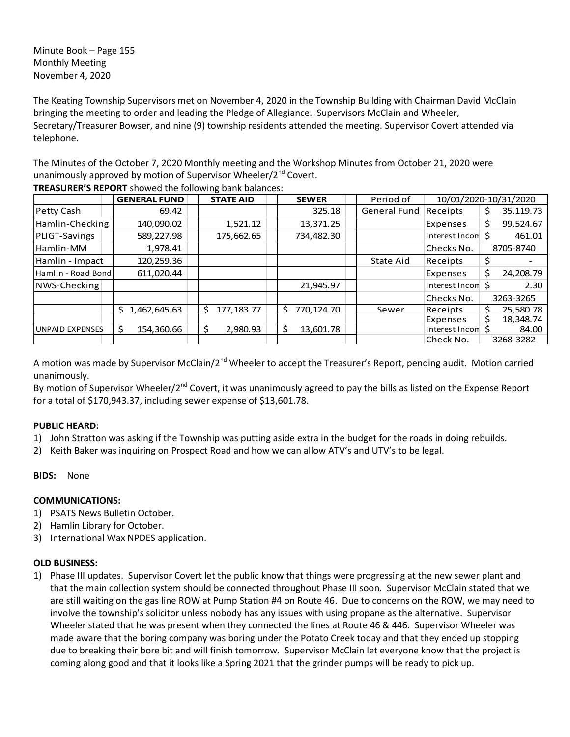Minute Book – Page 155
Monthly Meeting
November 4, 2020

The Keating Township Supervisors met on November 4, 2020 in the Township Building with Chairman David McClain bringing the meeting to order and leading the Pledge of Allegiance. Supervisors McClain and Wheeler, Secretary/Treasurer Bowser, and nine (9) township residents attended the meeting. Supervisor Covert attended via telephone.

The Minutes of the October 7, 2020 Monthly meeting and the Workshop Minutes from October 21, 2020 were unanimously approved by motion of Supervisor Wheeler/2nd Covert.

**TREASURER'S REPORT** showed the following bank balances:

| | GENERAL FUND | STATE AID | SEWER | Period of | 10/01/2020-10/31/2020 | |
|---|---|---|---|---|---|---|
| Petty Cash | 69.42 | | 325.18 | General Fund | Receipts | $ 35,119.73 |
| Hamlin-Checking | 140,090.02 | 1,521.12 | 13,371.25 | | Expenses | $ 99,524.67 |
| PLIGT-Savings | 589,227.98 | 175,662.65 | 734,482.30 | | Interest Income | $ 461.01 |
| Hamlin-MM | 1,978.41 | | | | Checks No. | 8705-8740 |
| Hamlin - Impact | 120,259.36 | | | State Aid | Receipts | $ - |
| Hamlin - Road Bond | 611,020.44 | | | | Expenses | $ 24,208.79 |
| NWS-Checking | | | 21,945.97 | | Interest Income | $ 2.30 |
| | | | | | Checks No. | 3263-3265 |
| | $ 1,462,645.63 | $ 177,183.77 | $ 770,124.70 | Sewer | Receipts | $ 25,580.78 |
| | | | | | Expenses | $ 18,348.74 |
| UNPAID EXPENSES | $ 154,360.66 | $ 2,980.93 | $ 13,601.78 | | Interest Income | $ 84.00 |
| | | | | | Check No. | 3268-3282 |

A motion was made by Supervisor McClain/2nd Wheeler to accept the Treasurer's Report, pending audit. Motion carried unanimously.

By motion of Supervisor Wheeler/2nd Covert, it was unanimously agreed to pay the bills as listed on the Expense Report for a total of $170,943.37, including sewer expense of $13,601.78.

**PUBLIC HEARD:**

1) John Stratton was asking if the Township was putting aside extra in the budget for the roads in doing rebuilds.
2) Keith Baker was inquiring on Prospect Road and how we can allow ATV's and UTV's to be legal.

**BIDS:** None

**COMMUNICATIONS:**

1) PSATS News Bulletin October.
2) Hamlin Library for October.
3) International Wax NPDES application.

**OLD BUSINESS:**

1) Phase III updates. Supervisor Covert let the public know that things were progressing at the new sewer plant and that the main collection system should be connected throughout Phase III soon. Supervisor McClain stated that we are still waiting on the gas line ROW at Pump Station #4 on Route 46. Due to concerns on the ROW, we may need to involve the township's solicitor unless nobody has any issues with using propane as the alternative. Supervisor Wheeler stated that he was present when they connected the lines at Route 46 & 446. Supervisor Wheeler was made aware that the boring company was boring under the Potato Creek today and that they ended up stopping due to breaking their bore bit and will finish tomorrow. Supervisor McClain let everyone know that the project is coming along good and that it looks like a Spring 2021 that the grinder pumps will be ready to pick up.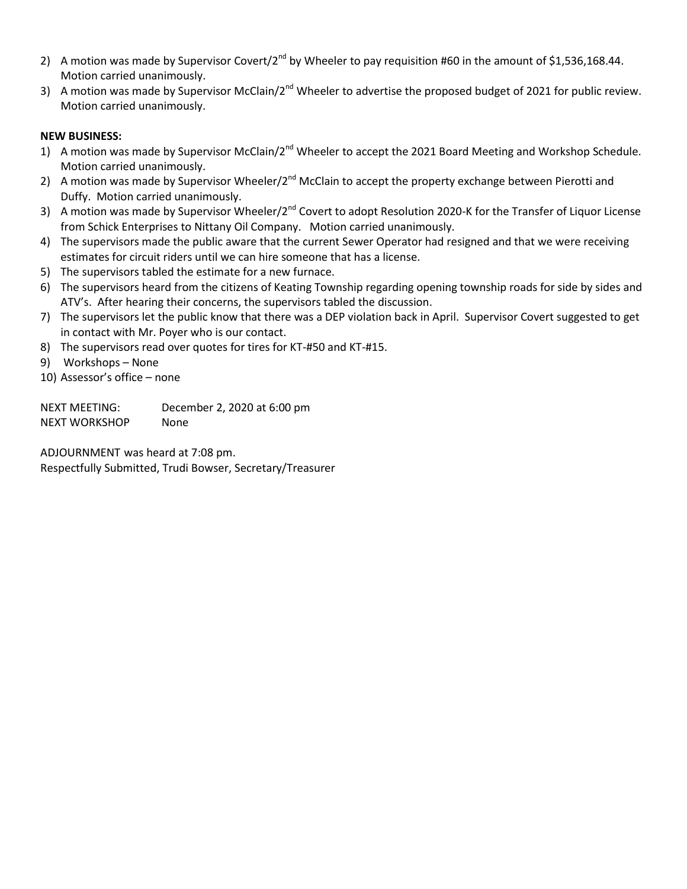2) A motion was made by Supervisor Covert/2nd by Wheeler to pay requisition #60 in the amount of $1,536,168.44. Motion carried unanimously.
3) A motion was made by Supervisor McClain/2nd Wheeler to advertise the proposed budget of 2021 for public review. Motion carried unanimously.

**NEW BUSINESS:**

1) A motion was made by Supervisor McClain/2nd Wheeler to accept the 2021 Board Meeting and Workshop Schedule. Motion carried unanimously.
2) A motion was made by Supervisor Wheeler/2nd McClain to accept the property exchange between Pierotti and Duffy. Motion carried unanimously.
3) A motion was made by Supervisor Wheeler/2nd Covert to adopt Resolution 2020-K for the Transfer of Liquor License from Schick Enterprises to Nittany Oil Company. Motion carried unanimously.
4) The supervisors made the public aware that the current Sewer Operator had resigned and that we were receiving estimates for circuit riders until we can hire someone that has a license.
5) The supervisors tabled the estimate for a new furnace.
6) The supervisors heard from the citizens of Keating Township regarding opening township roads for side by sides and ATV's. After hearing their concerns, the supervisors tabled the discussion.
7) The supervisors let the public know that there was a DEP violation back in April. Supervisor Covert suggested to get in contact with Mr. Poyer who is our contact.
8) The supervisors read over quotes for tires for KT-#50 and KT-#15.
9) Workshops – None
10) Assessor's office – none

NEXT MEETING: December 2, 2020 at 6:00 pm
NEXT WORKSHOP None

ADJOURNMENT was heard at 7:08 pm.
Respectfully Submitted, Trudi Bowser, Secretary/Treasurer